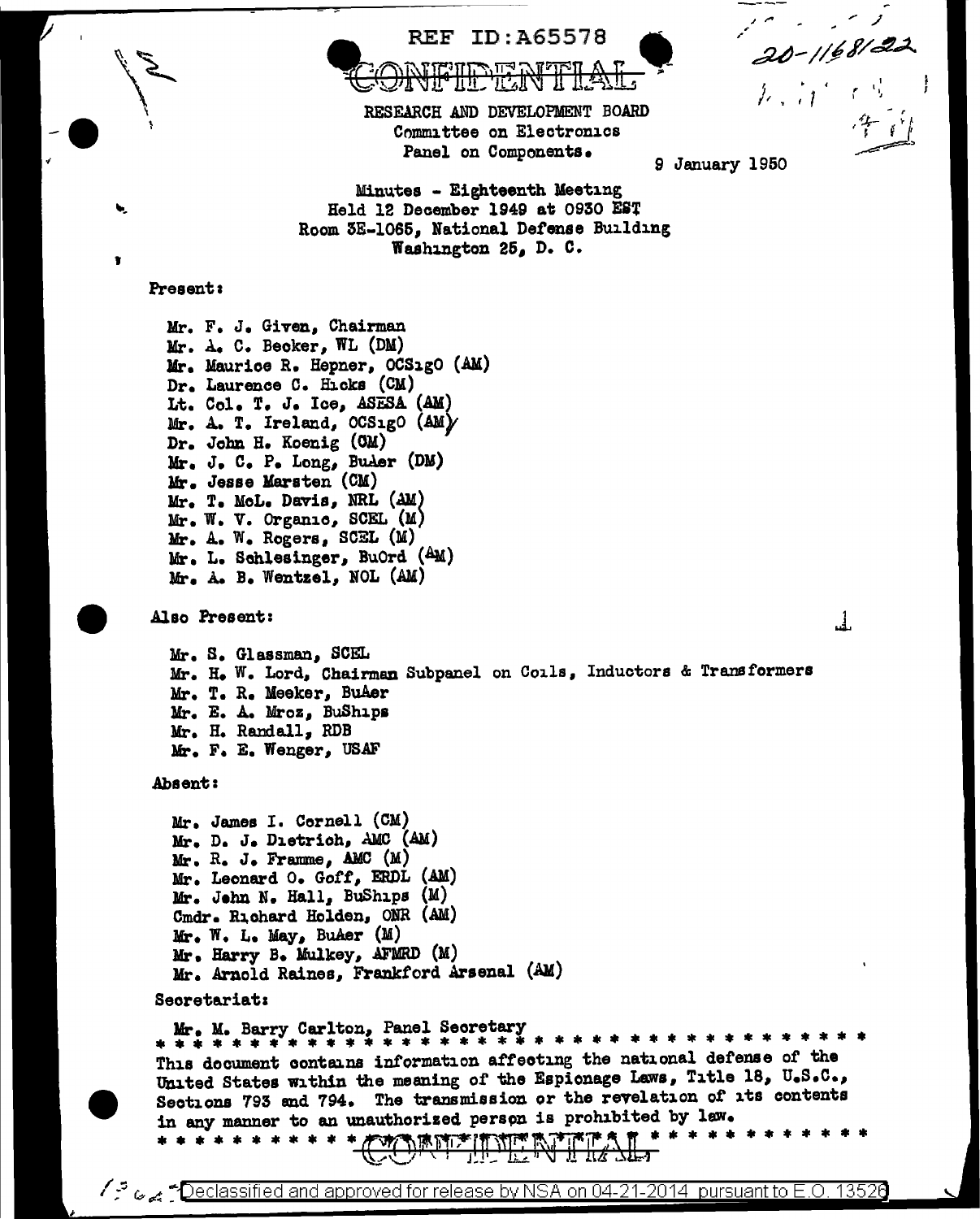REF ID:A65578

CONFIDENTIAL

20-1168122

RESEARCH AND DEVELOPMENT BOARD
Committee on Electronics
Panel on Components.

9 January 1950

Minutes - Eighteenth Meeting
Held 12 December 1949 at 0930 EST
Room 3E-1065, National Defense Building
Washington 25, D. C.

**Present:**

Mr. F. J. Given, Chairman
Mr. A. C. Becker, WL (DM)
Mr. Maurice R. Hepner, OCSigO (AM)
Dr. Laurence C. Hicks (CM)
Lt. Col. T. J. Ice, ASESA (AM)
Mr. A. T. Ireland, OCSigO (AM)
Dr. John H. Koenig (CM)
Mr. J. C. P. Long, BuAer (DM)
Mr. Jesse Marsten (CM)
Mr. T. McL. Davis, NRL (AM)
Mr. W. V. Organic, SCEL (M)
Mr. A. W. Rogers, SCEL (M)
Mr. L. Schlesinger, BuOrd (AM)
Mr. A. B. Wentzel, NOL (AM)

**Also Present:**

Mr. S. Glassman, SCEL
Mr. H. W. Lord, Chairman Subpanel on Coils, Inductors & Transformers
Mr. T. R. Meeker, BuAer
Mr. E. A. Mroz, BuShips
Mr. H. Randall, RDB
Mr. F. E. Wenger, USAF

**Absent:**

Mr. James I. Cornell (CM)
Mr. D. J. Dietrich, AMC (AM)
Mr. R. J. Framme, AMC (M)
Mr. Leonard O. Goff, ERDL (AM)
Mr. John N. Hall, BuShips (M)
Cmdr. Richard Holden, ONR (AM)
Mr. W. L. May, BuAer (M)
Mr. Harry B. Mulkey, AFMRD (M)
Mr. Arnold Raines, Frankford Arsenal (AM)

**Secretariat:**

Mr. M. Barry Carlton, Panel Secretary

* * * * * * * * * * * * * * * * * * * * * * * * * * * * * * * * * * * * *

This document contains information affecting the national defense of the United States within the meaning of the Espionage Laws, Title 18, U.S.C., Sections 793 and 794. The transmission or the revelation of its contents in any manner to an unauthorized person is prohibited by law.

* * * * * * * * * * * CONFIDENTIAL * * * * * * * * * * * *

Declassified and approved for release by NSA on 04-21-2014 pursuant to E.O. 13526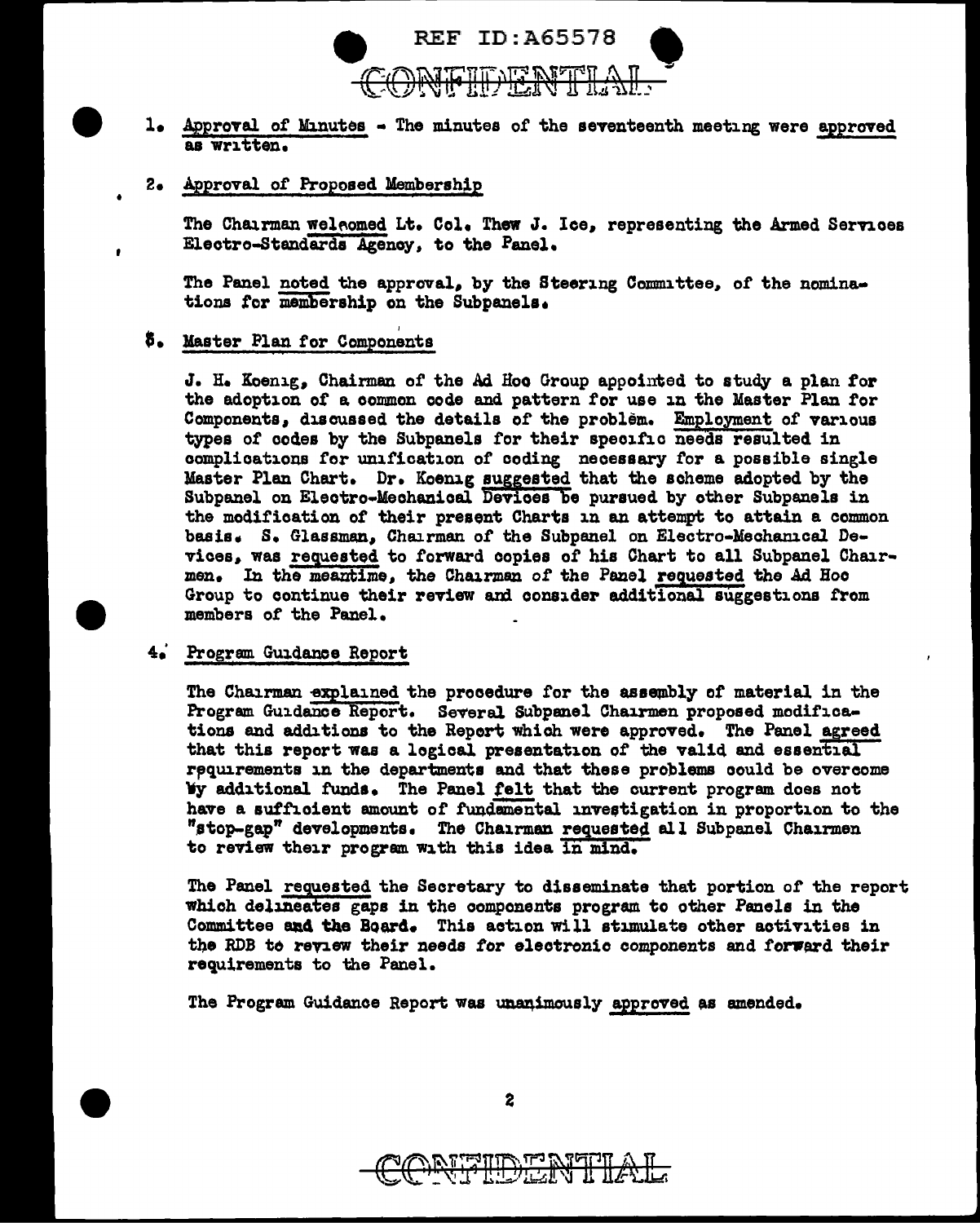1. Approval of Minutes - The minutes of the seventeenth meeting were approved as written.

2. Approval of Proposed Membership

   The Chairman welcomed Lt. Col. Thew J. Ice, representing the Armed Services Electro-Standards Agency, to the Panel.

   The Panel noted the approval, by the Steering Committee, of the nominations for membership on the Subpanels.

3. Master Plan for Components

   J. H. Koenig, Chairman of the Ad Hoc Group appointed to study a plan for the adoption of a common code and pattern for use in the Master Plan for Components, discussed the details of the problem. Employment of various types of codes by the Subpanels for their specific needs resulted in complications for unification of coding necessary for a possible single Master Plan Chart. Dr. Koenig suggested that the scheme adopted by the Subpanel on Electro-Mechanical Devices be pursued by other Subpanels in the modification of their present Charts in an attempt to attain a common basis. S. Glassman, Chairman of the Subpanel on Electro-Mechanical Devices, was requested to forward copies of his Chart to all Subpanel Chairmen. In the meantime, the Chairman of the Panel requested the Ad Hoc Group to continue their review and consider additional suggestions from members of the Panel.

4. Program Guidance Report

   The Chairman explained the procedure for the assembly of material in the Program Guidance Report. Several Subpanel Chairmen proposed modifications and additions to the Report which were approved. The Panel agreed that this report was a logical presentation of the valid and essential requirements in the departments and that these problems could be overcome by additional funds. The Panel felt that the current program does not have a sufficient amount of fundamental investigation in proportion to the "stop-gap" developments. The Chairman requested all Subpanel Chairmen to review their program with this idea in mind.

   The Panel requested the Secretary to disseminate that portion of the report which delineates gaps in the components program to other Panels in the Committee and the Board. This action will stimulate other activities in the RDB to review their needs for electronic components and forward their requirements to the Panel.

   The Program Guidance Report was unanimously approved as amended.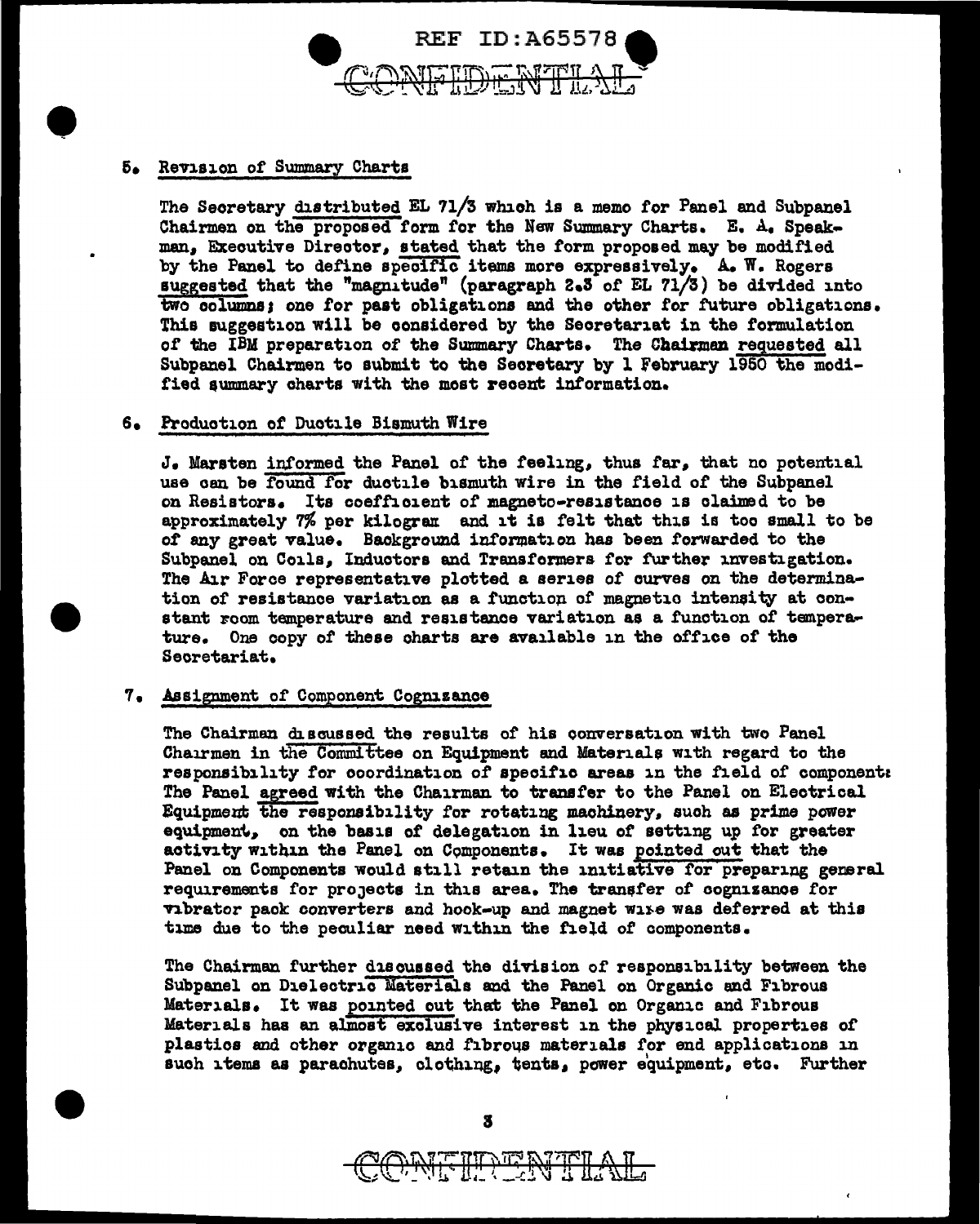REF ID:A65578

CONFIDENTIAL

5. Revision of Summary Charts

The Secretary distributed EL 71/3 which is a memo for Panel and Subpanel Chairmen on the proposed form for the New Summary Charts. E. A. Speakman, Executive Director, stated that the form proposed may be modified by the Panel to define specific items more expressively. A. W. Rogers suggested that the "magnitude" (paragraph 2.3 of EL 71/3) be divided into two columns; one for past obligations and the other for future obligations. This suggestion will be considered by the Secretariat in the formulation of the IBM preparation of the Summary Charts. The Chairman requested all Subpanel Chairmen to submit to the Secretary by 1 February 1950 the modified summary charts with the most recent information.

6. Production of Ductile Bismuth Wire

J. Marsten informed the Panel of the feeling, thus far, that no potential use can be found for ductile bismuth wire in the field of the Subpanel on Resistors. Its coefficient of magneto-resistance is claimed to be approximately 7% per kilogram and it is felt that this is too small to be of any great value. Background information has been forwarded to the Subpanel on Coils, Inductors and Transformers for further investigation. The Air Force representative plotted a series of curves on the determination of resistance variation as a function of magnetic intensity at constant room temperature and resistance variation as a function of temperature. One copy of these charts are available in the office of the Secretariat.

7. Assignment of Component Cognizance

The Chairman discussed the results of his conversation with two Panel Chairmen in the Committee on Equipment and Materials with regard to the responsibility for coordination of specific areas in the field of components. The Panel agreed with the Chairman to transfer to the Panel on Electrical Equipment the responsibility for rotating machinery, such as prime power equipment, on the basis of delegation in lieu of setting up for greater activity within the Panel on Components. It was pointed out that the Panel on Components would still retain the initiative for preparing general requirements for projects in this area. The transfer of cognizance for vibrator pack converters and hook-up and magnet wire was deferred at this time due to the peculiar need within the field of components.

The Chairman further discussed the division of responsibility between the Subpanel on Dielectric Materials and the Panel on Organic and Fibrous Materials. It was pointed out that the Panel on Organic and Fibrous Materials has an almost exclusive interest in the physical properties of plastics and other organic and fibrous materials for end applications in such items as parachutes, clothing, tents, power equipment, etc. Further

CONFIDENTIAL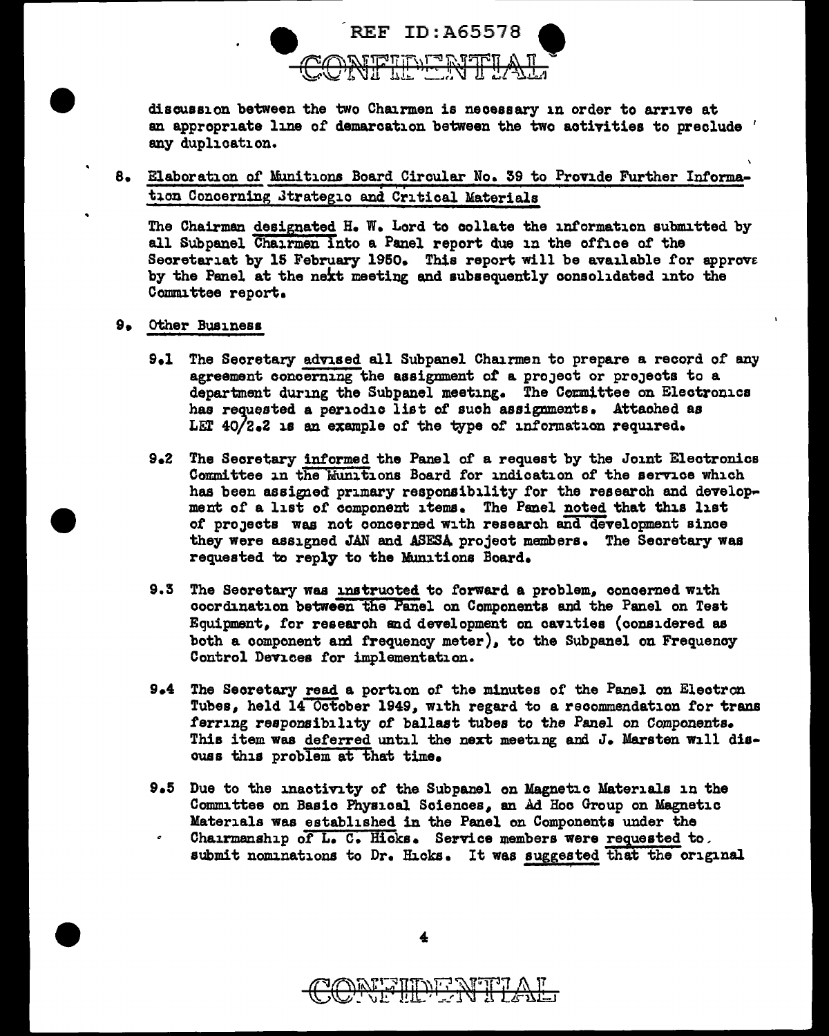discussion between the two Chairmen is necessary in order to arrive at an appropriate line of demarcation between the two activities to preclude any duplication.

8. Elaboration of Munitions Board Circular No. 39 to Provide Further Information Concerning Strategic and Critical Materials

The Chairman designated H. W. Lord to collate the information submitted by all Subpanel Chairmen into a Panel report due in the office of the Secretariat by 15 February 1950. This report will be available for approve by the Panel at the next meeting and subsequently consolidated into the Committee report.

9. Other Business

9.1 The Secretary advised all Subpanel Chairmen to prepare a record of any agreement concerning the assignment of a project or projects to a department during the Subpanel meeting. The Committee on Electronics has requested a periodic list of such assignments. Attached as LET 40/2.2 is an example of the type of information required.

9.2 The Secretary informed the Panel of a request by the Joint Electronics Committee in the Munitions Board for indication of the service which has been assigned primary responsibility for the research and development of a list of component items. The Panel noted that this list of projects was not concerned with research and development since they were assigned JAN and ASESA project members. The Secretary was requested to reply to the Munitions Board.

9.3 The Secretary was instructed to forward a problem, concerned with coordination between the Panel on Components and the Panel on Test Equipment, for research and development on cavities (considered as both a component and frequency meter), to the Subpanel on Frequency Control Devices for implementation.

9.4 The Secretary read a portion of the minutes of the Panel on Electron Tubes, held 14 October 1949, with regard to a recommendation for transferring responsibility of ballast tubes to the Panel on Components. This item was deferred until the next meeting and J. Marsten will discuss this problem at that time.

9.5 Due to the inactivity of the Subpanel on Magnetic Materials in the Committee on Basic Physical Sciences, an Ad Hoc Group on Magnetic Materials was established in the Panel on Components under the Chairmanship of L. C. Hicks. Service members were requested to submit nominations to Dr. Hicks. It was suggested that the original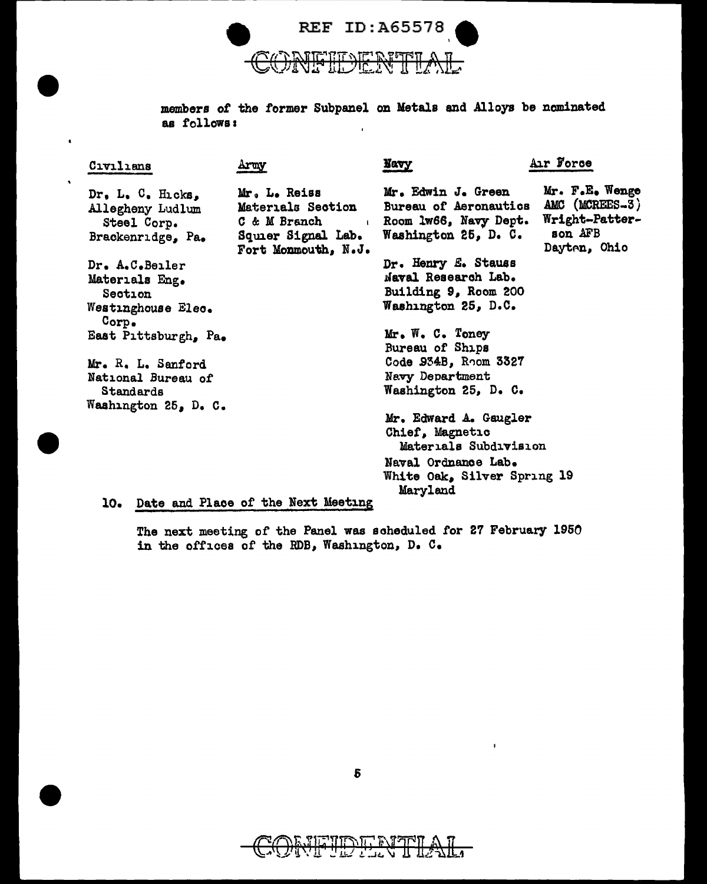CONFIDENTIAL

members of the former Subpanel on Metals and Alloys be nominated as follows:

| Civilians | Army | Navy | Air Force |
|---|---|---|---|
| Dr. L. C. Hicks, Allegheny Ludlum Steel Corp. Brackenridge, Pa. | Mr. L. Reiss Materials Section C & M Branch Squier Signal Lab. Fort Monmouth, N.J. | Mr. Edwin J. Green Bureau of Aeronautics Room 1w66, Navy Dept. Washington 25, D. C. | Mr. F.E. Wenge AMC (MCREES-3) Wright-Patterson AFB Dayton, Ohio |
| Dr. A.C.Beiler Materials Eng. Section Westinghouse Elec. Corp. East Pittsburgh, Pa. | | Dr. Henry E. Stauss Naval Research Lab. Building 9, Room 200 Washington 25, D.C. | |
| Mr. R. L. Sanford National Bureau of Standards Washington 25, D. C. | | Mr. W. C. Toney Bureau of Ships Code 934B, Room 3327 Navy Department Washington 25, D. C. | |
| | | Mr. Edward A. Gaugler Chief, Magnetic Materials Subdivision Naval Ordnance Lab. White Oak, Silver Spring 19 Maryland | |

10. Date and Place of the Next Meeting

The next meeting of the Panel was scheduled for 27 February 1950 in the offices of the RDB, Washington, D. C.

CONFIDENTIAL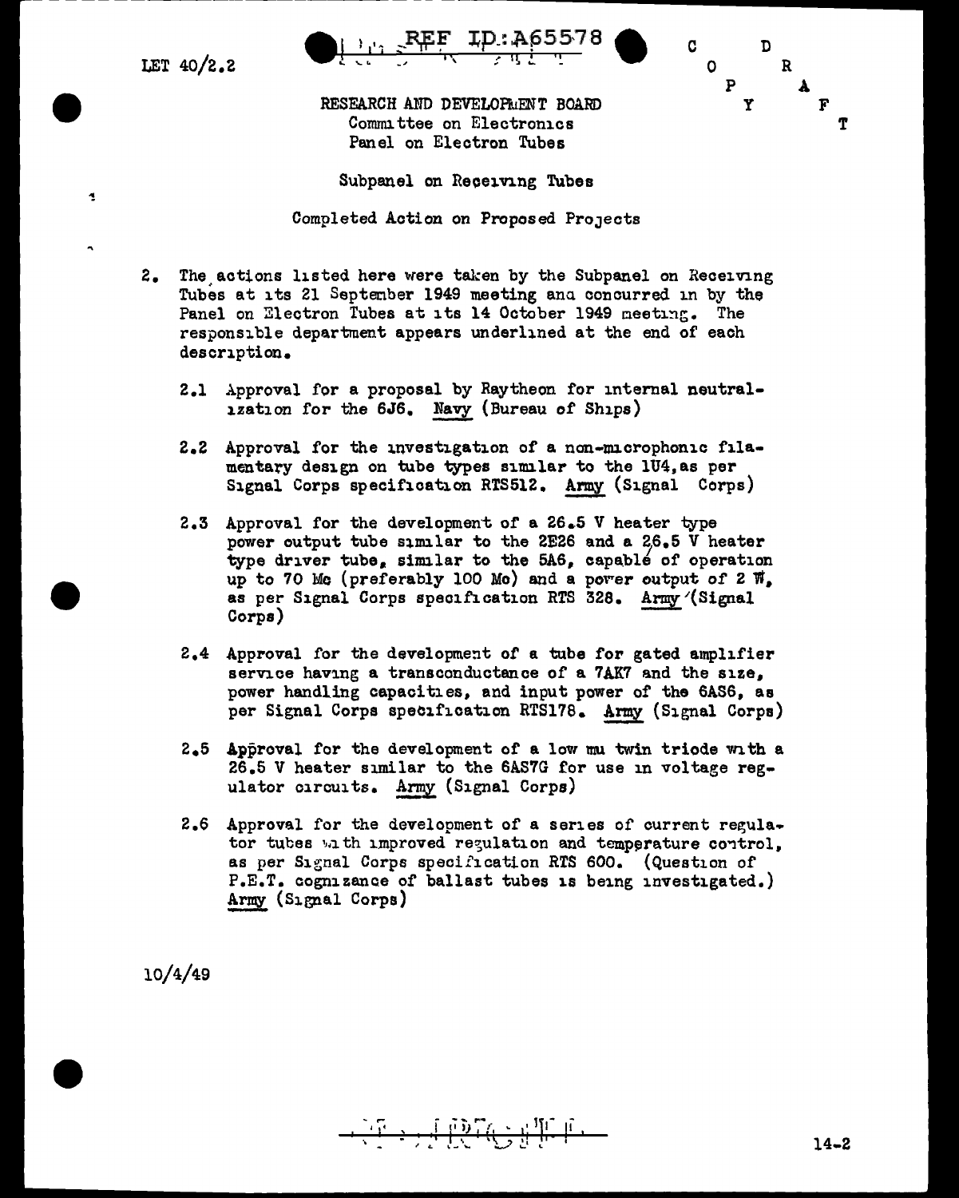LET 40/2.2

REF ID:A65578

COPY DRAFT

RESEARCH AND DEVELOPMENT BOARD
Committee on Electronics
Panel on Electron Tubes

Subpanel on Receiving Tubes

Completed Action on Proposed Projects

2. The actions listed here were taken by the Subpanel on Receiving Tubes at its 21 September 1949 meeting and concurred in by the Panel on Electron Tubes at its 14 October 1949 meeting. The responsible department appears underlined at the end of each description.

   2.1 Approval for a proposal by Raytheon for internal neutralization for the 6J6. Navy (Bureau of Ships)

   2.2 Approval for the investigation of a non-microphonic filamentary design on tube types similar to the 1U4, as per Signal Corps specification RTS512. Army (Signal Corps)

   2.3 Approval for the development of a 26.5 V heater type power output tube similar to the 2E26 and a 26.5 V heater type driver tube, similar to the 5A6, capable of operation up to 70 Mc (preferably 100 Mc) and a power output of 2 W, as per Signal Corps specification RTS 328. Army (Signal Corps)

   2.4 Approval for the development of a tube for gated amplifier service having a transconductance of a 7AK7 and the size, power handling capacities, and input power of the 6AS6, as per Signal Corps specification RTS178. Army (Signal Corps)

   2.5 Approval for the development of a low mu twin triode with a 26.5 V heater similar to the 6AS7G for use in voltage regulator circuits. Army (Signal Corps)

   2.6 Approval for the development of a series of current regulator tubes with improved regulation and temperature control, as per Signal Corps specification RTS 600. (Question of P.E.T. cognizance of ballast tubes is being investigated.) Army (Signal Corps)

10/4/49

14-2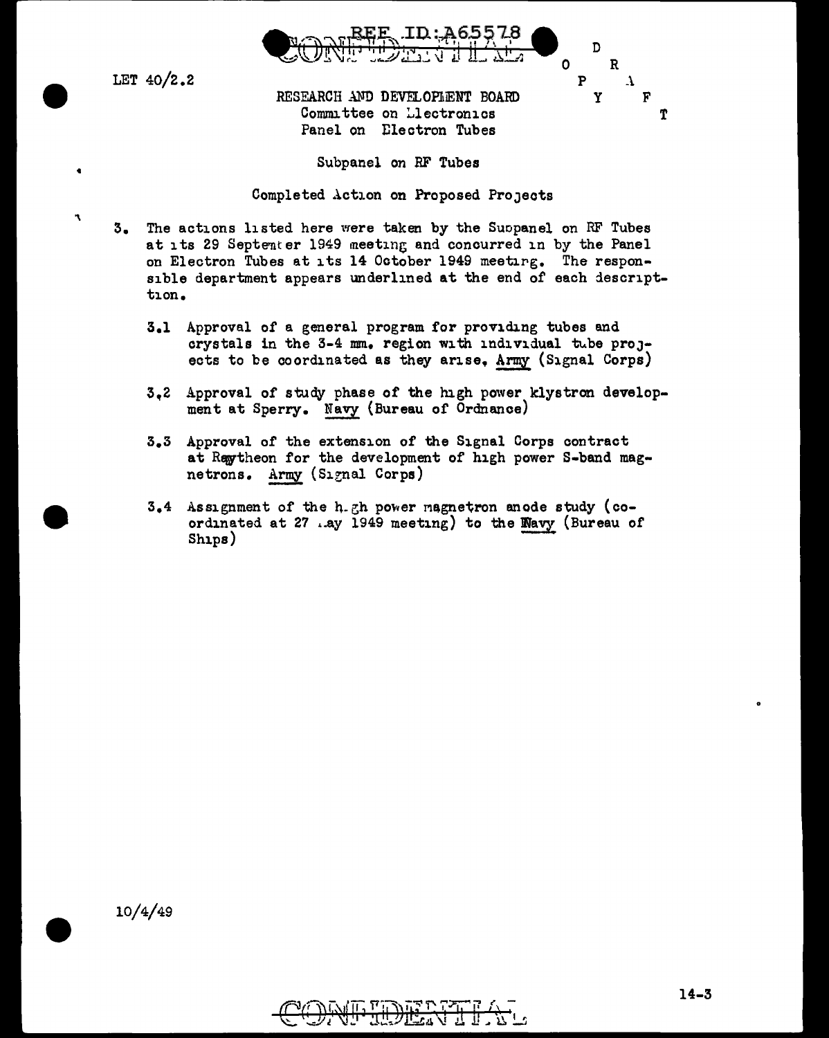REF ID:A65578

CONFIDENTIAL

DRAFT COPY

LET 40/2.2

RESEARCH AND DEVELOPMENT BOARD
Committee on Electronics
Panel on Electron Tubes

Subpanel on RF Tubes

Completed Action on Proposed Projects

3. The actions listed here were taken by the Subpanel on RF Tubes at its 29 September 1949 meeting and concurred in by the Panel on Electron Tubes at its 14 October 1949 meeting. The responsible department appears underlined at the end of each description.

   3.1 Approval of a general program for providing tubes and crystals in the 3-4 mm. region with individual tube projects to be coordinated as they arise. Army (Signal Corps)

   3.2 Approval of study phase of the high power klystron development at Sperry. Navy (Bureau of Ordnance)

   3.3 Approval of the extension of the Signal Corps contract at Raytheon for the development of high power S-band magnetrons. Army (Signal Corps)

   3.4 Assignment of the high power magnetron anode study (coordinated at 27 May 1949 meeting) to the Navy (Bureau of Ships)

10/4/49

14-3

CONFIDENTIAL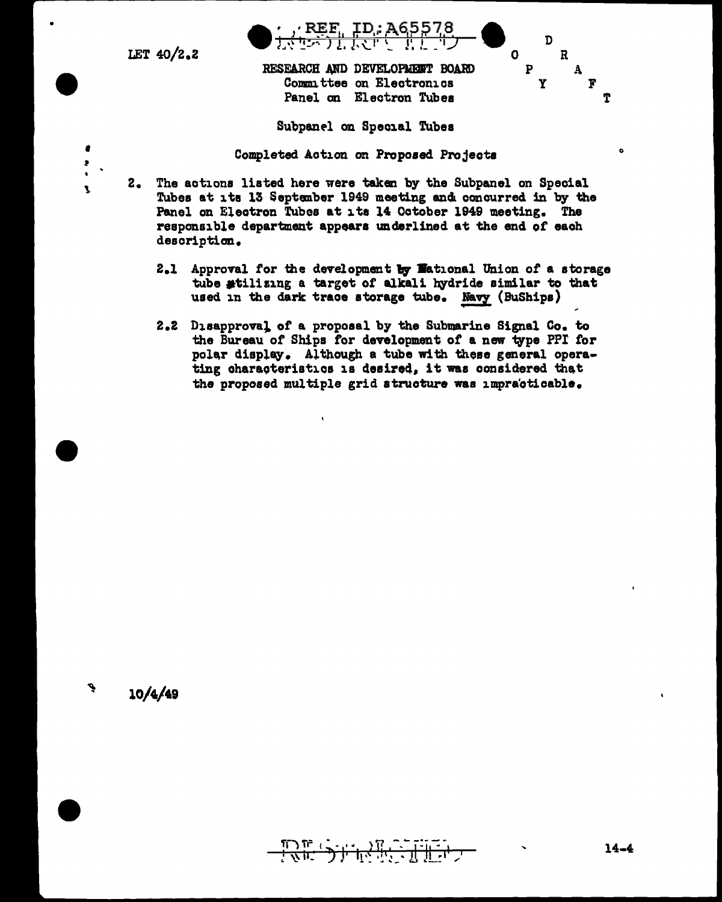LET 40/2.2

REF ID:A65578

DRAFT COPY

RESEARCH AND DEVELOPMENT BOARD
Committee on Electronics
Panel on Electron Tubes

Subpanel on Special Tubes

Completed Action on Proposed Projects

2. The actions listed here were taken by the Subpanel on Special Tubes at its 13 September 1949 meeting and concurred in by the Panel on Electron Tubes at its 14 October 1949 meeting. The responsible department appears underlined at the end of each description.

   2.1 Approval for the development by National Union of a storage tube utilizing a target of alkali hydride similar to that used in the dark trace storage tube. <u>Navy</u> (BuShips)

   2.2 Disapproval of a proposal by the Submarine Signal Co. to the Bureau of Ships for development of a new type PPI for polar display. Although a tube with these general operating characteristics is desired, it was considered that the proposed multiple grid structure was impracticable.

10/4/49

14-4